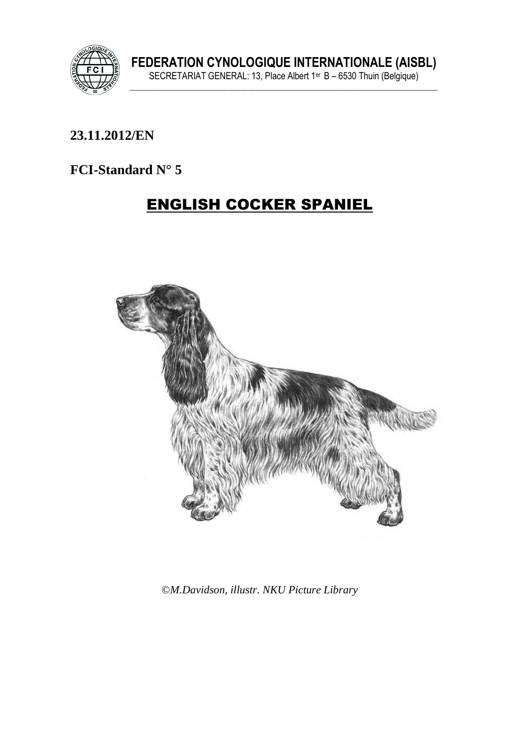**FEDERATION CYNOLOGIQUE INTERNATIONALE (AISBL)**

SECRETARIAT GENERAL: 13, Place Albert 1er B – 6530 Thuin (Belgique)

**23.11.2012/EN**

**FCI-Standard N° 5**

# ENGLISH COCKER SPANIEL

*©M.Davidson, illustr. NKU Picture Library*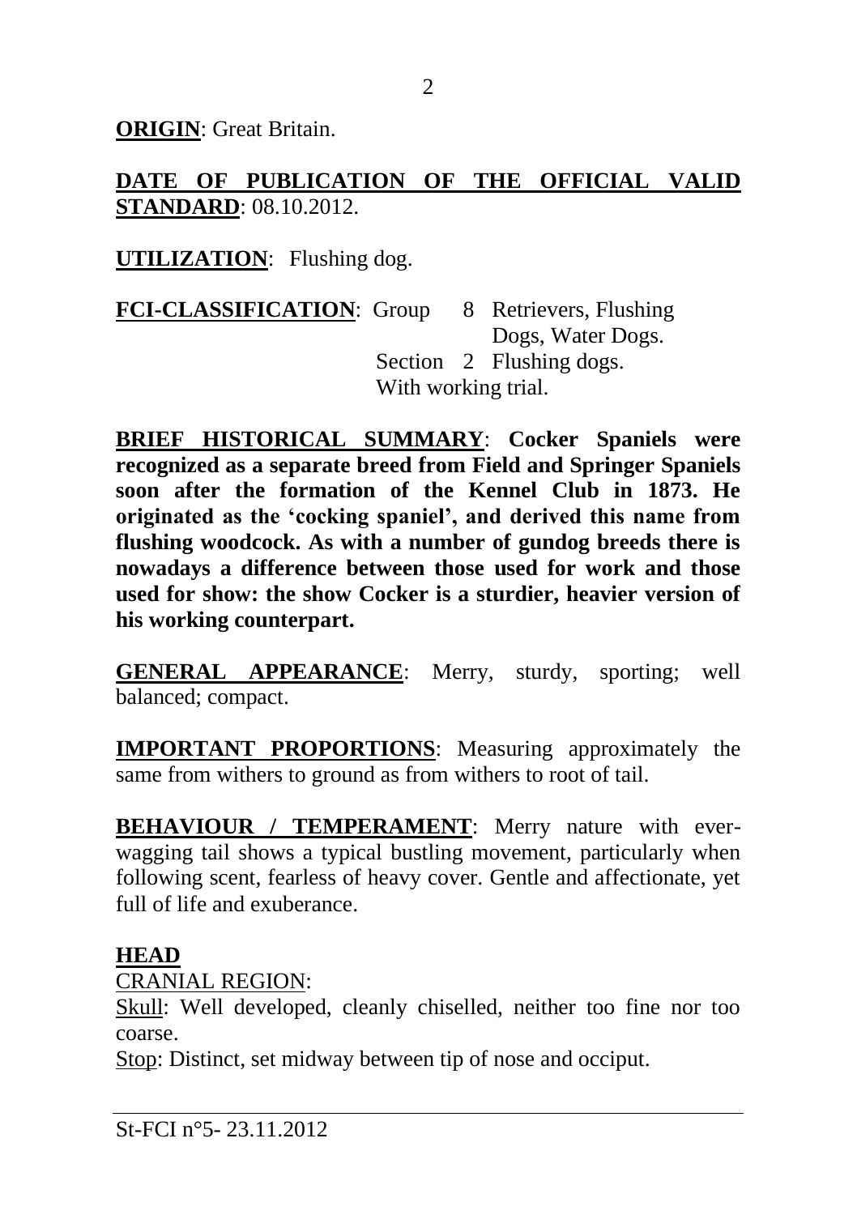**ORIGIN**: Great Britain.

**DATE OF PUBLICATION OF THE OFFICIAL VALID STANDARD**: 08.10.2012.

**UTILIZATION**: Flushing dog.

**FCI-CLASSIFICATION**: Group 8 Retrievers, Flushing Dogs, Water Dogs.
Section 2 Flushing dogs.
With working trial.

**BRIEF HISTORICAL SUMMARY**: **Cocker Spaniels were recognized as a separate breed from Field and Springer Spaniels soon after the formation of the Kennel Club in 1873. He originated as the 'cocking spaniel', and derived this name from flushing woodcock. As with a number of gundog breeds there is nowadays a difference between those used for work and those used for show: the show Cocker is a sturdier, heavier version of his working counterpart.**

**GENERAL APPEARANCE**: Merry, sturdy, sporting; well balanced; compact.

**IMPORTANT PROPORTIONS**: Measuring approximately the same from withers to ground as from withers to root of tail.

**BEHAVIOUR / TEMPERAMENT**: Merry nature with ever-wagging tail shows a typical bustling movement, particularly when following scent, fearless of heavy cover. Gentle and affectionate, yet full of life and exuberance.

**HEAD**

CRANIAL REGION:

Skull: Well developed, cleanly chiselled, neither too fine nor too coarse.

Stop: Distinct, set midway between tip of nose and occiput.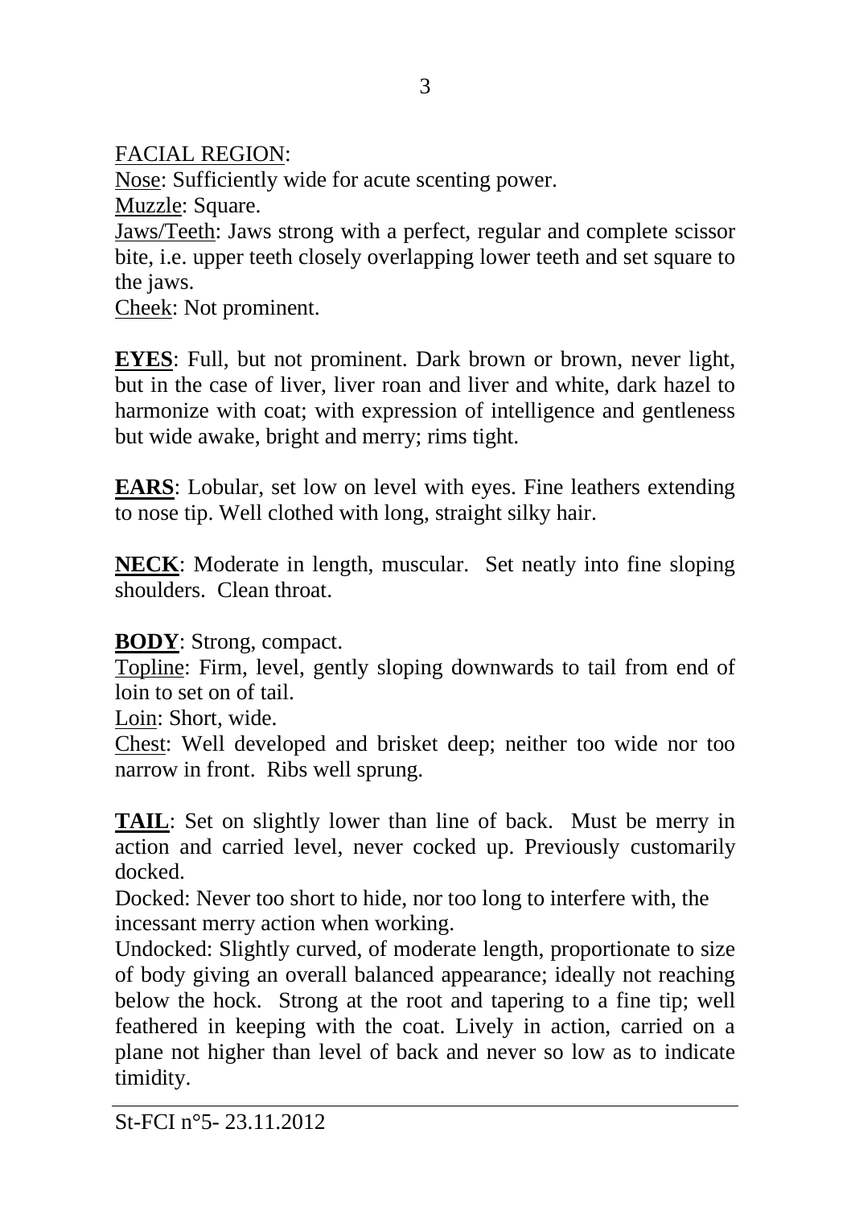FACIAL REGION:

Nose: Sufficiently wide for acute scenting power.

Muzzle: Square.

Jaws/Teeth: Jaws strong with a perfect, regular and complete scissor bite, i.e. upper teeth closely overlapping lower teeth and set square to the jaws.

Cheek: Not prominent.

**EYES**: Full, but not prominent. Dark brown or brown, never light, but in the case of liver, liver roan and liver and white, dark hazel to harmonize with coat; with expression of intelligence and gentleness but wide awake, bright and merry; rims tight.

**EARS**: Lobular, set low on level with eyes. Fine leathers extending to nose tip. Well clothed with long, straight silky hair.

**NECK**: Moderate in length, muscular. Set neatly into fine sloping shoulders. Clean throat.

**BODY**: Strong, compact.

Topline: Firm, level, gently sloping downwards to tail from end of loin to set on of tail.

Loin: Short, wide.

Chest: Well developed and brisket deep; neither too wide nor too narrow in front. Ribs well sprung.

**TAIL**: Set on slightly lower than line of back. Must be merry in action and carried level, never cocked up. Previously customarily docked.

Docked: Never too short to hide, nor too long to interfere with, the incessant merry action when working.

Undocked: Slightly curved, of moderate length, proportionate to size of body giving an overall balanced appearance; ideally not reaching below the hock. Strong at the root and tapering to a fine tip; well feathered in keeping with the coat. Lively in action, carried on a plane not higher than level of back and never so low as to indicate timidity.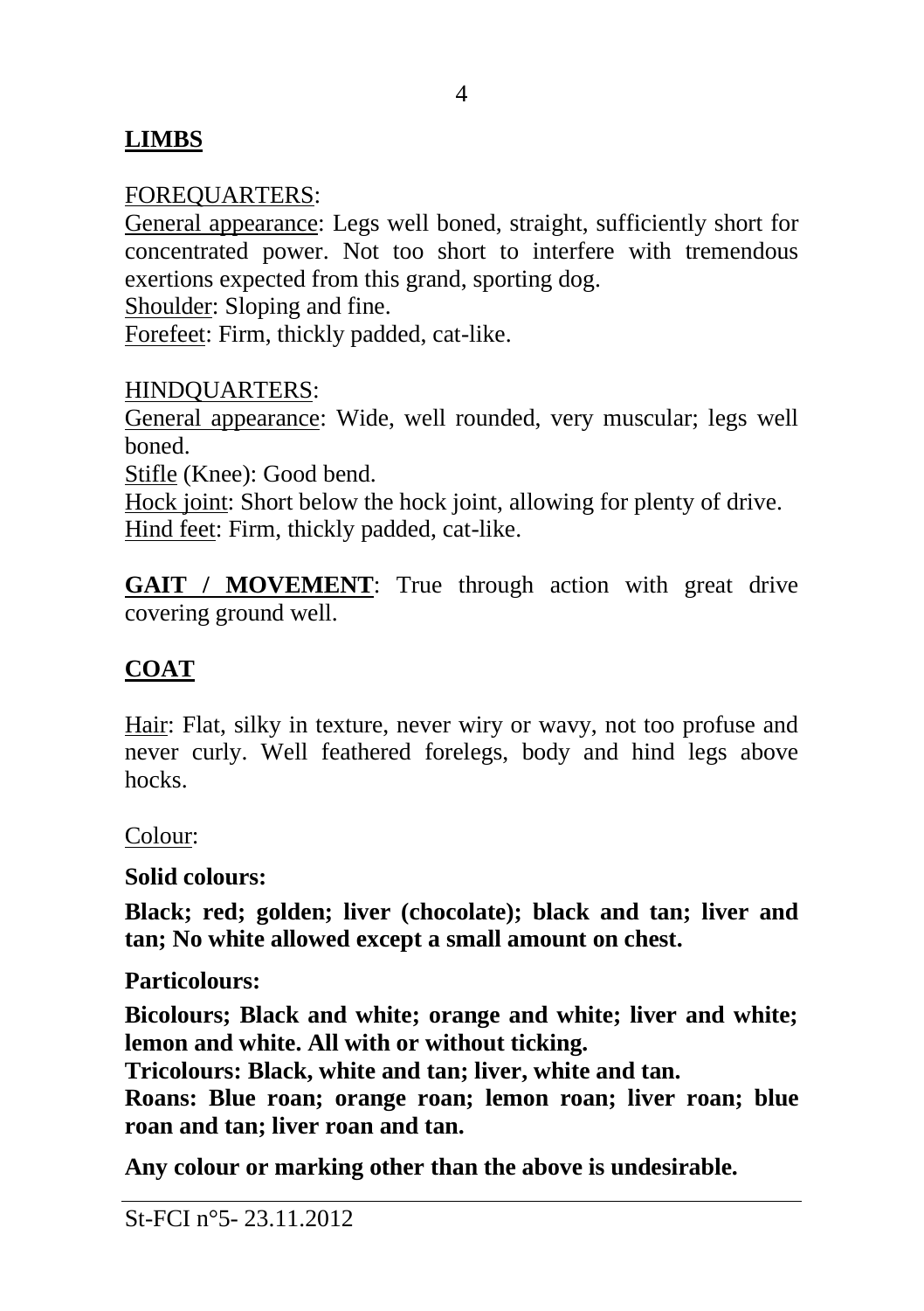## LIMBS

FOREQUARTERS:

General appearance: Legs well boned, straight, sufficiently short for concentrated power. Not too short to interfere with tremendous exertions expected from this grand, sporting dog.
Shoulder: Sloping and fine.
Forefeet: Firm, thickly padded, cat-like.

HINDQUARTERS:

General appearance: Wide, well rounded, very muscular; legs well boned.
Stifle (Knee): Good bend.
Hock joint: Short below the hock joint, allowing for plenty of drive.
Hind feet: Firm, thickly padded, cat-like.

**GAIT / MOVEMENT**: True through action with great drive covering ground well.

## COAT

Hair: Flat, silky in texture, never wiry or wavy, not too profuse and never curly. Well feathered forelegs, body and hind legs above hocks.

Colour:

**Solid colours:**

**Black; red; golden; liver (chocolate); black and tan; liver and tan; No white allowed except a small amount on chest.**

**Particolours:**

**Bicolours; Black and white; orange and white; liver and white; lemon and white. All with or without ticking.**
**Tricolours: Black, white and tan; liver, white and tan.**
**Roans: Blue roan; orange roan; lemon roan; liver roan; blue roan and tan; liver roan and tan.**

**Any colour or marking other than the above is undesirable.**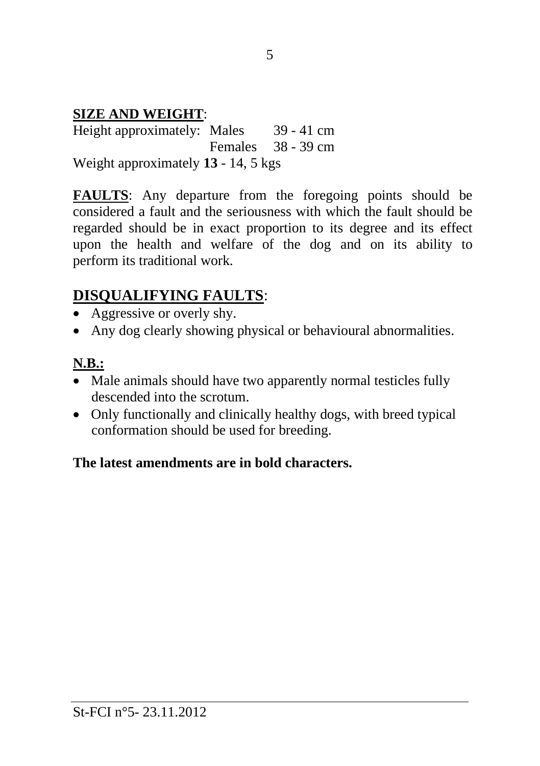**SIZE AND WEIGHT**:

Height approximately: Males 39 - 41 cm
Females 38 - 39 cm

Weight approximately **13** - 14, 5 kgs

**FAULTS**: Any departure from the foregoing points should be considered a fault and the seriousness with which the fault should be regarded should be in exact proportion to its degree and its effect upon the health and welfare of the dog and on its ability to perform its traditional work.

## DISQUALIFYING FAULTS:

- Aggressive or overly shy.
- Any dog clearly showing physical or behavioural abnormalities.

**N.B.:**

- Male animals should have two apparently normal testicles fully descended into the scrotum.
- Only functionally and clinically healthy dogs, with breed typical conformation should be used for breeding.

**The latest amendments are in bold characters.**

St-FCI n°5- 23.11.2012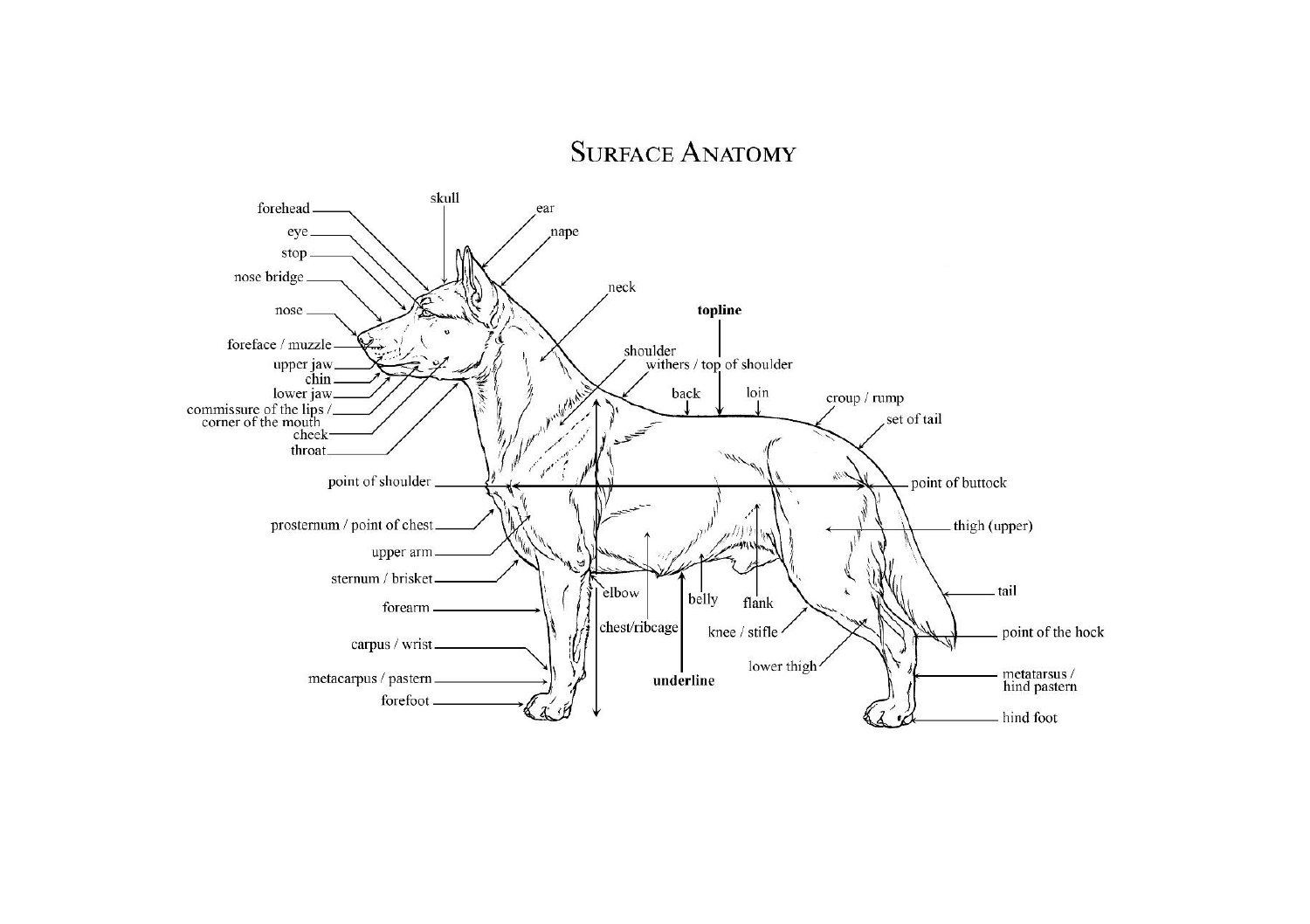# Surface Anatomy

forehead
eye
stop
nose bridge
nose
foreface / muzzle
upper jaw
chin
lower jaw
commissure of the lips / corner of the mouth
cheek
throat
skull
ear
nape
neck
topline
shoulder
withers / top of shoulder
back
loin
croup / rump
set of tail
point of shoulder
point of buttock
prosternum / point of chest
thigh (upper)
upper arm
sternum / brisket
elbow
belly
flank
tail
forearm
chest/ribcage
knee / stifle
point of the hock
carpus / wrist
lower thigh
metacarpus / pastern
underline
metatarsus / hind pastern
forefoot
hind foot